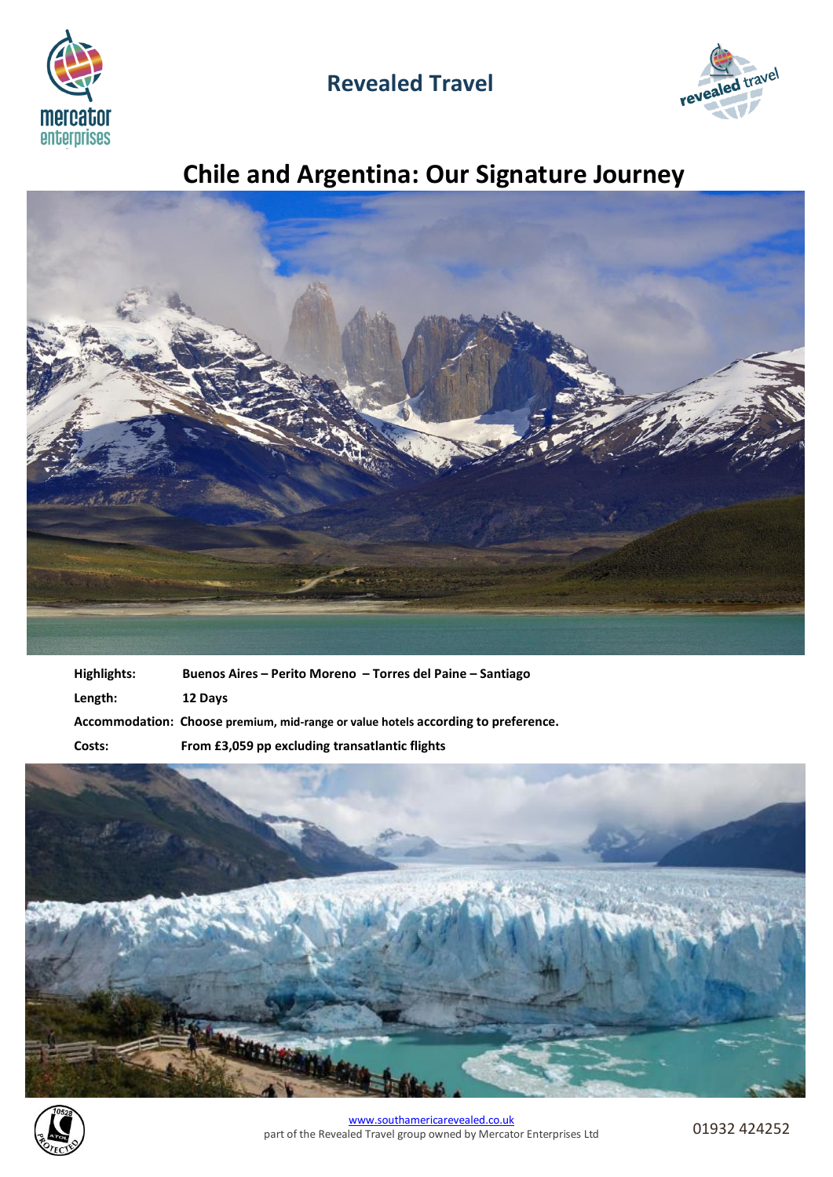Revealed Travel

# Chile and Argentina: Our Signature Journey

| | |
|---|---|
| **Highlights:** | **Buenos Aires – Perito Moreno – Torres del Paine – Santiago** |
| **Length:** | **12 Days** |
| **Accommodation:** | **Choose premium, mid-range or value hotels according to preference.** |
| **Costs:** | **From £3,059 pp excluding transatlantic flights** |

www.southamericarevealed.co.uk
part of the Revealed Travel group owned by Mercator Enterprises Ltd

01932 424252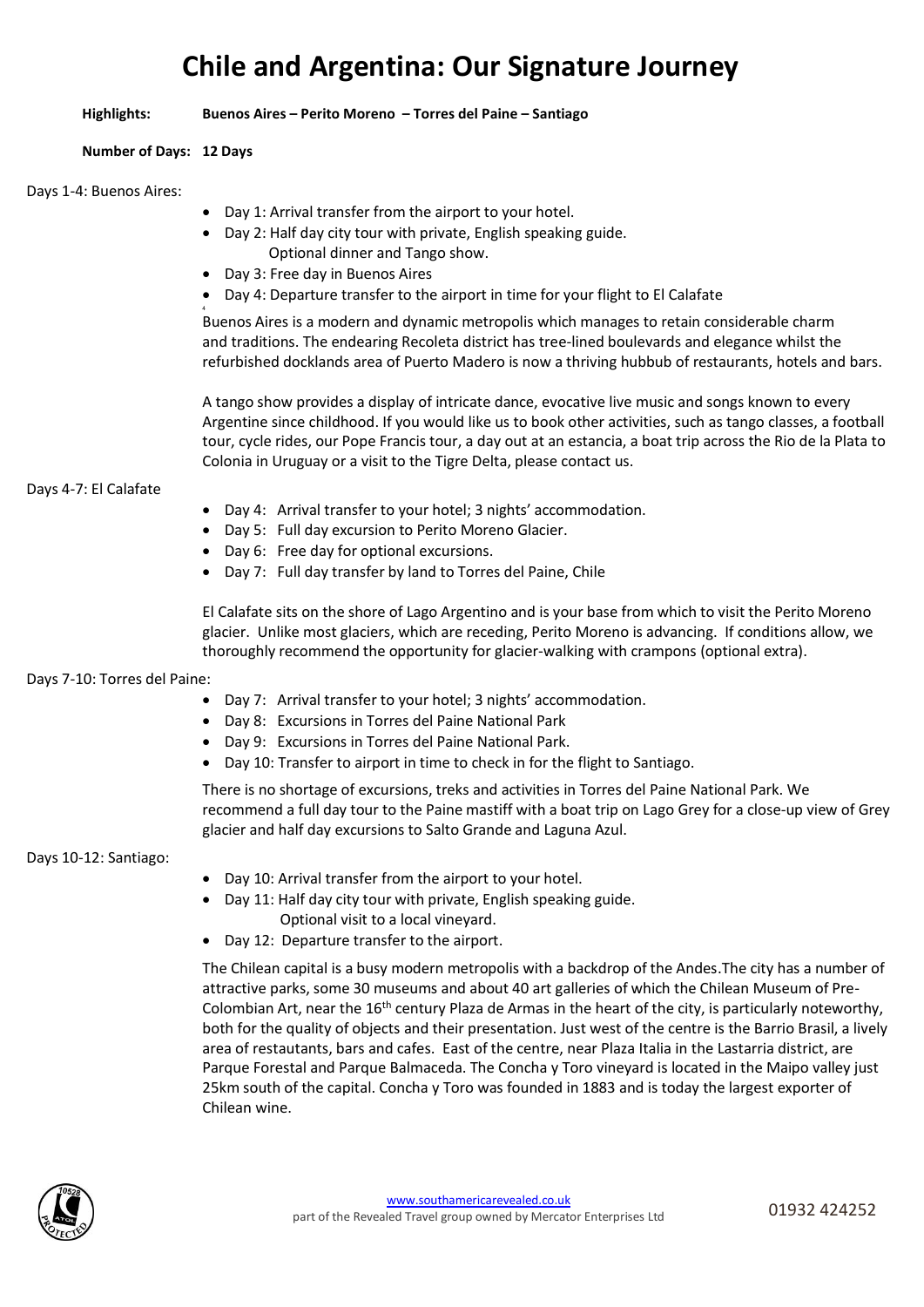# Chile and Argentina: Our Signature Journey

**Highlights:** **Buenos Aires – Perito Moreno – Torres del Paine – Santiago**

**Number of Days: 12 Days**

Days 1-4: Buenos Aires:

- Day 1: Arrival transfer from the airport to your hotel.
- Day 2: Half day city tour with private, English speaking guide.
  Optional dinner and Tango show.
- Day 3: Free day in Buenos Aires
- Day 4: Departure transfer to the airport in time for your flight to El Calafate

Buenos Aires is a modern and dynamic metropolis which manages to retain considerable charm and traditions. The endearing Recoleta district has tree-lined boulevards and elegance whilst the refurbished docklands area of Puerto Madero is now a thriving hubbub of restaurants, hotels and bars.

A tango show provides a display of intricate dance, evocative live music and songs known to every Argentine since childhood. If you would like us to book other activities, such as tango classes, a football tour, cycle rides, our Pope Francis tour, a day out at an estancia, a boat trip across the Rio de la Plata to Colonia in Uruguay or a visit to the Tigre Delta, please contact us.

Days 4-7: El Calafate

- Day 4: Arrival transfer to your hotel; 3 nights' accommodation.
- Day 5: Full day excursion to Perito Moreno Glacier.
- Day 6: Free day for optional excursions.
- Day 7: Full day transfer by land to Torres del Paine, Chile

El Calafate sits on the shore of Lago Argentino and is your base from which to visit the Perito Moreno glacier. Unlike most glaciers, which are receding, Perito Moreno is advancing. If conditions allow, we thoroughly recommend the opportunity for glacier-walking with crampons (optional extra).

Days 7-10: Torres del Paine:

- Day 7: Arrival transfer to your hotel; 3 nights' accommodation.
- Day 8: Excursions in Torres del Paine National Park
- Day 9: Excursions in Torres del Paine National Park.
- Day 10: Transfer to airport in time to check in for the flight to Santiago.

There is no shortage of excursions, treks and activities in Torres del Paine National Park. We recommend a full day tour to the Paine mastiff with a boat trip on Lago Grey for a close-up view of Grey glacier and half day excursions to Salto Grande and Laguna Azul.

Days 10-12: Santiago:

- Day 10: Arrival transfer from the airport to your hotel.
- Day 11: Half day city tour with private, English speaking guide.
  Optional visit to a local vineyard.
- Day 12: Departure transfer to the airport.

The Chilean capital is a busy modern metropolis with a backdrop of the Andes.The city has a number of attractive parks, some 30 museums and about 40 art galleries of which the Chilean Museum of Pre-Colombian Art, near the 16th century Plaza de Armas in the heart of the city, is particularly noteworthy, both for the quality of objects and their presentation. Just west of the centre is the Barrio Brasil, a lively area of restautants, bars and cafes. East of the centre, near Plaza Italia in the Lastarria district, are Parque Forestal and Parque Balmaceda. The Concha y Toro vineyard is located in the Maipo valley just 25km south of the capital. Concha y Toro was founded in 1883 and is today the largest exporter of Chilean wine.

www.southamericarevealed.co.uk
part of the Revealed Travel group owned by Mercator Enterprises Ltd

01932 424252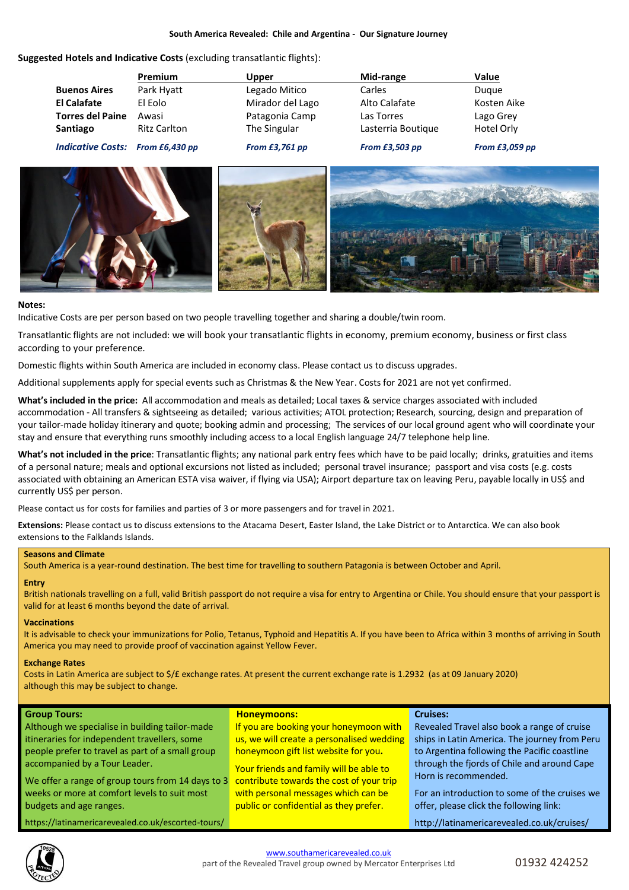**South America Revealed: Chile and Argentina - Our Signature Journey**

**Suggested Hotels and Indicative Costs** (excluding transatlantic flights):

| | Premium | Upper | Mid-range | Value |
|---|---|---|---|---|
| **Buenos Aires** | Park Hyatt | Legado Mitico | Carles | Duque |
| **El Calafate** | El Eolo | Mirador del Lago | Alto Calafate | Kosten Aike |
| **Torres del Paine** | Awasi | Patagonia Camp | Las Torres | Lago Grey |
| **Santiago** | Ritz Carlton | The Singular | Lasterria Boutique | Hotel Orly |
| ***Indicative Costs:*** | ***From £6,430 pp*** | ***From £3,761 pp*** | ***From £3,503 pp*** | ***From £3,059 pp*** |

**Notes:**

Indicative Costs are per person based on two people travelling together and sharing a double/twin room.

Transatlantic flights are not included: we will book your transatlantic flights in economy, premium economy, business or first class according to your preference.

Domestic flights within South America are included in economy class. Please contact us to discuss upgrades.

Additional supplements apply for special events such as Christmas & the New Year. Costs for 2021 are not yet confirmed.

**What's included in the price:** All accommodation and meals as detailed; Local taxes & service charges associated with included accommodation - All transfers & sightseeing as detailed; various activities; ATOL protection; Research, sourcing, design and preparation of your tailor-made holiday itinerary and quote; booking admin and processing; The services of our local ground agent who will coordinate your stay and ensure that everything runs smoothly including access to a local English language 24/7 telephone help line.

**What's not included in the price**: Transatlantic flights; any national park entry fees which have to be paid locally; drinks, gratuities and items of a personal nature; meals and optional excursions not listed as included; personal travel insurance; passport and visa costs (e.g. costs associated with obtaining an American ESTA visa waiver, if flying via USA); Airport departure tax on leaving Peru, payable locally in US$ and currently US$ per person.

Please contact us for costs for families and parties of 3 or more passengers and for travel in 2021.

**Extensions:** Please contact us to discuss extensions to the Atacama Desert, Easter Island, the Lake District or to Antarctica. We can also book extensions to the Falklands Islands.

**Seasons and Climate**
South America is a year-round destination. The best time for travelling to southern Patagonia is between October and April.

**Entry**
British nationals travelling on a full, valid British passport do not require a visa for entry to Argentina or Chile. You should ensure that your passport is valid for at least 6 months beyond the date of arrival.

**Vaccinations**
It is advisable to check your immunizations for Polio, Tetanus, Typhoid and Hepatitis A. If you have been to Africa within 3 months of arriving in South America you may need to provide proof of vaccination against Yellow Fever.

**Exchange Rates**
Costs in Latin America are subject to $/£ exchange rates. At present the current exchange rate is 1.2932 (as at 09 January 2020) although this may be subject to change.

**Group Tours:**
Although we specialise in building tailor-made itineraries for independent travellers, some people prefer to travel as part of a small group accompanied by a Tour Leader.

We offer a range of group tours from 14 days to 3 weeks or more at comfort levels to suit most budgets and age ranges.

https://latinamericarevealed.co.uk/escorted-tours/

**Honeymoons:**
If you are booking your honeymoon with us, we will create a personalised wedding honeymoon gift list website for you**.**

Your friends and family will be able to contribute towards the cost of your trip with personal messages which can be public or confidential as they prefer.

**Cruises:**
Revealed Travel also book a range of cruise ships in Latin America. The journey from Peru to Argentina following the Pacific coastline through the fjords of Chile and around Cape Horn is recommended.

For an introduction to some of the cruises we offer, please click the following link:

http://latinamericarevealed.co.uk/cruises/

www.southamericarevealed.co.uk
part of the Revealed Travel group owned by Mercator Enterprises Ltd

01932 424252